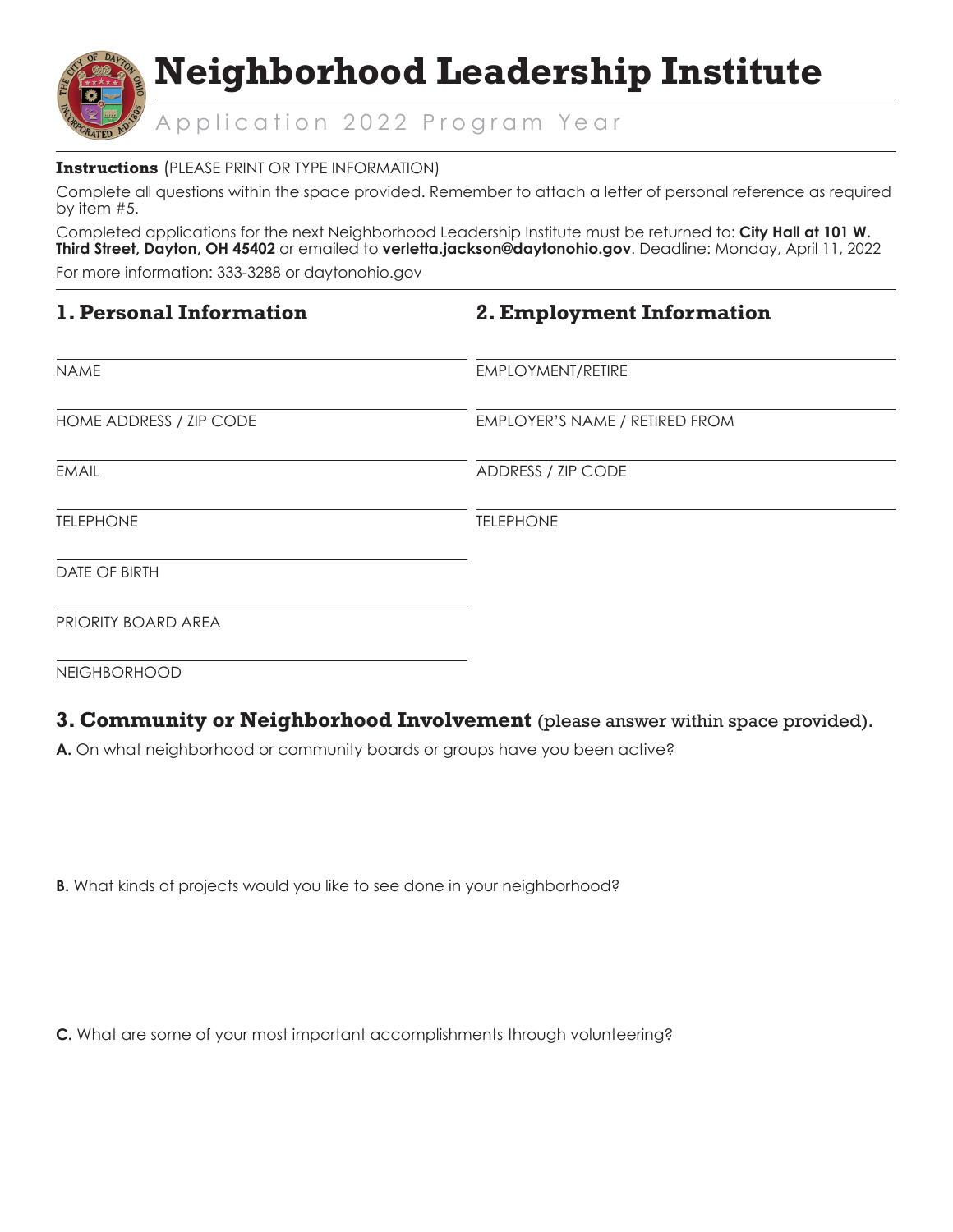# Neighborhood Leadership Institute

Application 2022 Program Year

**Instructions** (PLEASE PRINT OR TYPE INFORMATION)

Complete all questions within the space provided. Remember to attach a letter of personal reference as required by item #5.

Completed applications for the next Neighborhood Leadership Institute must be returned to: **City Hall at 101 W. Third Street, Dayton, OH 45402** or emailed to **verletta.jackson@daytonohio.gov**. Deadline: Monday, April 11, 2022

For more information: 333-3288 or daytonohio.gov

## 1. Personal Information

NAME

HOME ADDRESS / ZIP CODE

EMAIL

TELEPHONE

DATE OF BIRTH

PRIORITY BOARD AREA

NEIGHBORHOOD

## 2. Employment Information

EMPLOYMENT/RETIRE

EMPLOYER'S NAME / RETIRED FROM

ADDRESS / ZIP CODE

TELEPHONE

## 3. Community or Neighborhood Involvement (please answer within space provided).

**A.** On what neighborhood or community boards or groups have you been active?

**B.** What kinds of projects would you like to see done in your neighborhood?

**C.** What are some of your most important accomplishments through volunteering?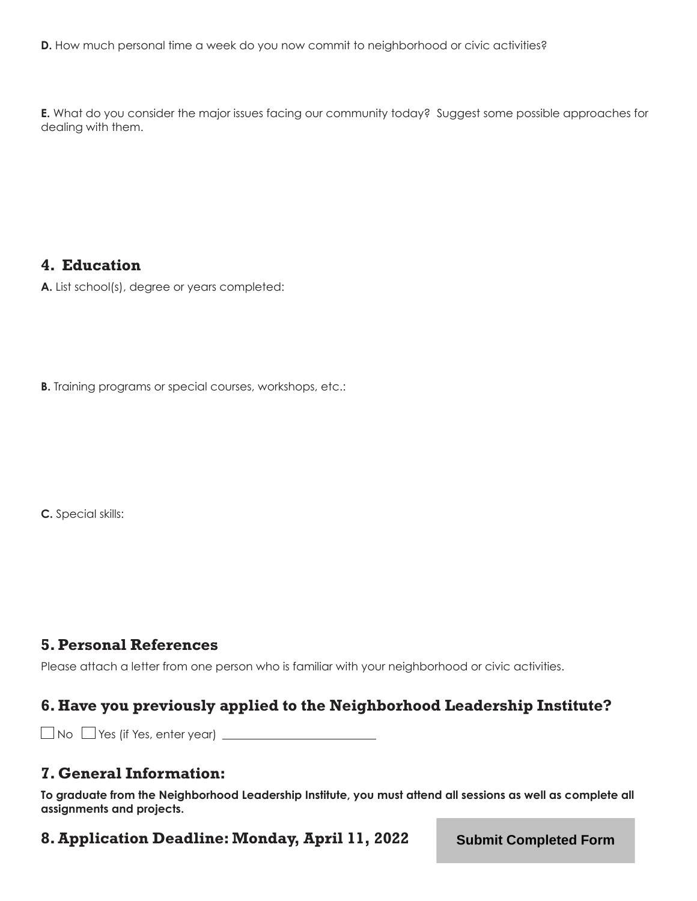**D.** How much personal time a week do you now commit to neighborhood or civic activities?

**E.** What do you consider the major issues facing our community today? Suggest some possible approaches for dealing with them.

## 4. Education

**A.** List school(s), degree or years completed:

**B.** Training programs or special courses, workshops, etc.:

**C.** Special skills:

## 5. Personal References

Please attach a letter from one person who is familiar with your neighborhood or civic activities.

## 6. Have you previously applied to the Neighborhood Leadership Institute?

☐ No ☐ Yes (if Yes, enter year) ______________________

## 7. General Information:

**To graduate from the Neighborhood Leadership Institute, you must attend all sessions as well as complete all assignments and projects.**

## 8. Application Deadline: Monday, April 11, 2022

**Submit Completed Form**